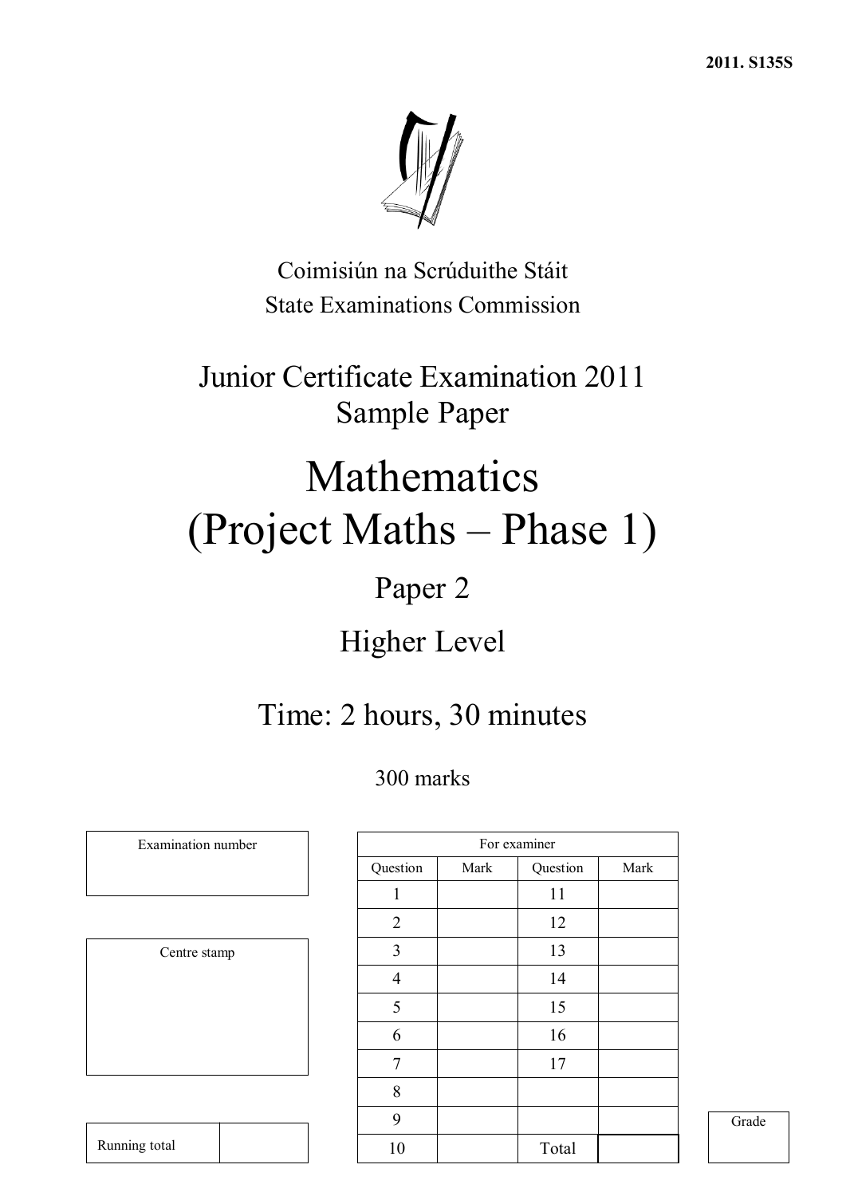2011. S135S

Coimisiún na Scrúduithe Stáit
State Examinations Commission

# Junior Certificate Examination 2011
## Sample Paper

# Mathematics
# (Project Maths – Phase 1)

## Paper 2

## Higher Level

## Time: 2 hours, 30 minutes

300 marks

| Examination number |
|---|
| |

| Centre stamp |
|---|
| |

| Running total | |
|---|---|

| For examiner | | | |
|---|---|---|---|
| Question | Mark | Question | Mark |
| 1 | | 11 | |
| 2 | | 12 | |
| 3 | | 13 | |
| 4 | | 14 | |
| 5 | | 15 | |
| 6 | | 16 | |
| 7 | | 17 | |
| 8 | | | |
| 9 | | | |
| 10 | | Total | |

| Grade |
|---|
| |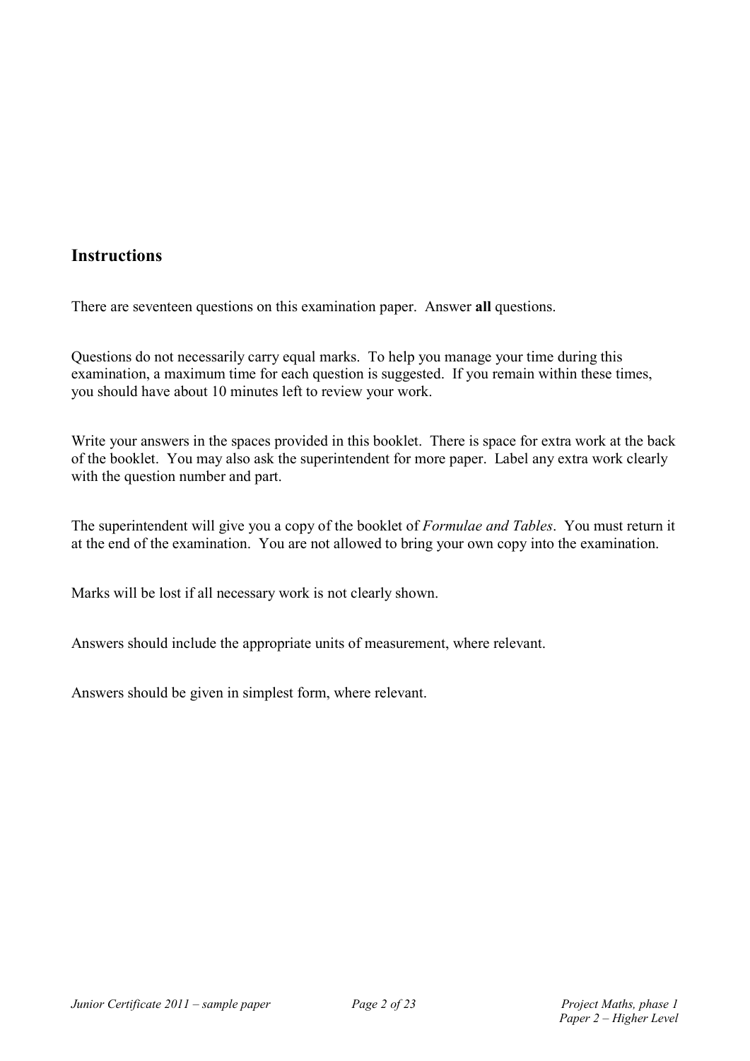## Instructions

There are seventeen questions on this examination paper. Answer **all** questions.

Questions do not necessarily carry equal marks. To help you manage your time during this examination, a maximum time for each question is suggested. If you remain within these times, you should have about 10 minutes left to review your work.

Write your answers in the spaces provided in this booklet. There is space for extra work at the back of the booklet. You may also ask the superintendent for more paper. Label any extra work clearly with the question number and part.

The superintendent will give you a copy of the booklet of *Formulae and Tables*. You must return it at the end of the examination. You are not allowed to bring your own copy into the examination.

Marks will be lost if all necessary work is not clearly shown.

Answers should include the appropriate units of measurement, where relevant.

Answers should be given in simplest form, where relevant.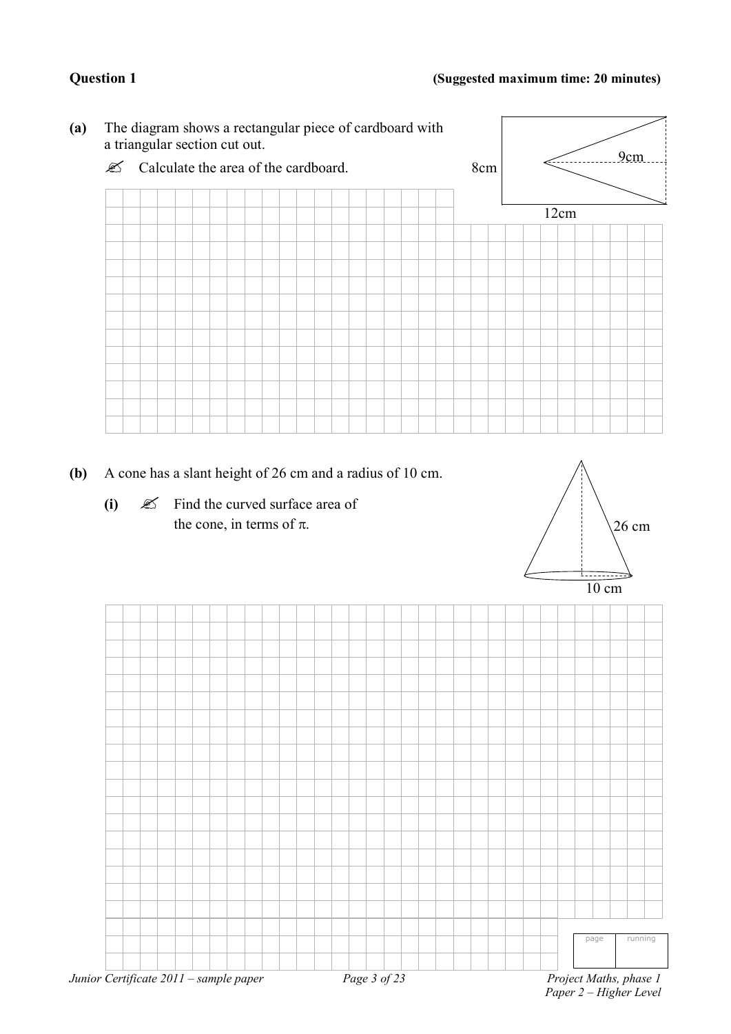## Question 1

**(Suggested maximum time: 20 minutes)**

**(a)** The diagram shows a rectangular piece of cardboard with a triangular section cut out.

✍ Calculate the area of the cardboard.

8cm

9cm

12cm

**(b)** A cone has a slant height of 26 cm and a radius of 10 cm.

**(i)** ✍ Find the curved surface area of the cone, in terms of $\pi$.

26 cm

10 cm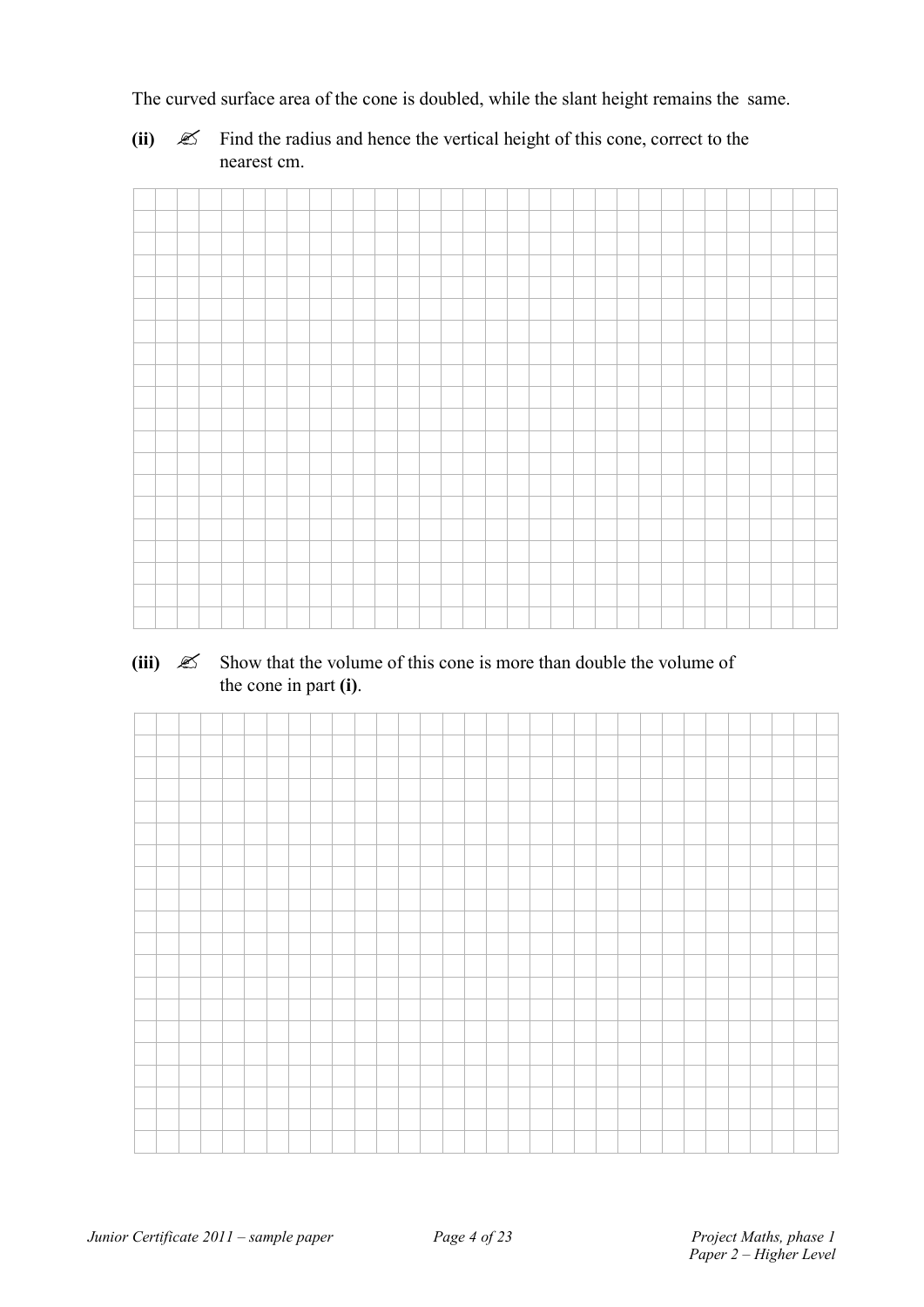The curved surface area of the cone is doubled, while the slant height remains the same.

**(ii)** ✍ Find the radius and hence the vertical height of this cone, correct to the nearest cm.

**(iii)** ✍ Show that the volume of this cone is more than double the volume of the cone in part **(i)**.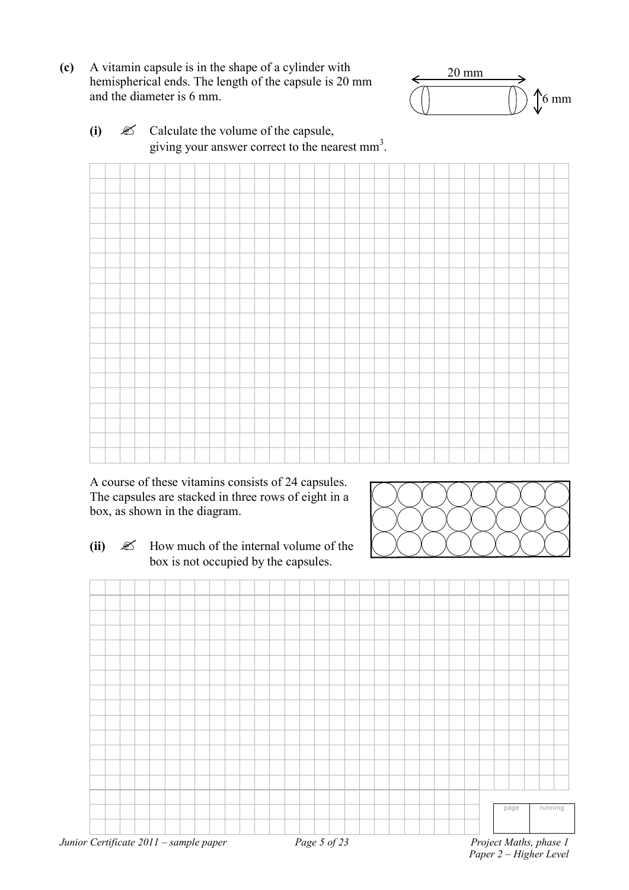**(c)** A vitamin capsule is in the shape of a cylinder with hemispherical ends. The length of the capsule is 20 mm and the diameter is 6 mm.

20 mm

6 mm

**(i)** ✍ Calculate the volume of the capsule, giving your answer correct to the nearest $\text{mm}^3$.

A course of these vitamins consists of 24 capsules. The capsules are stacked in three rows of eight in a box, as shown in the diagram.

**(ii)** ✍ How much of the internal volume of the box is not occupied by the capsules.

| page | running |
|---|---|
| | |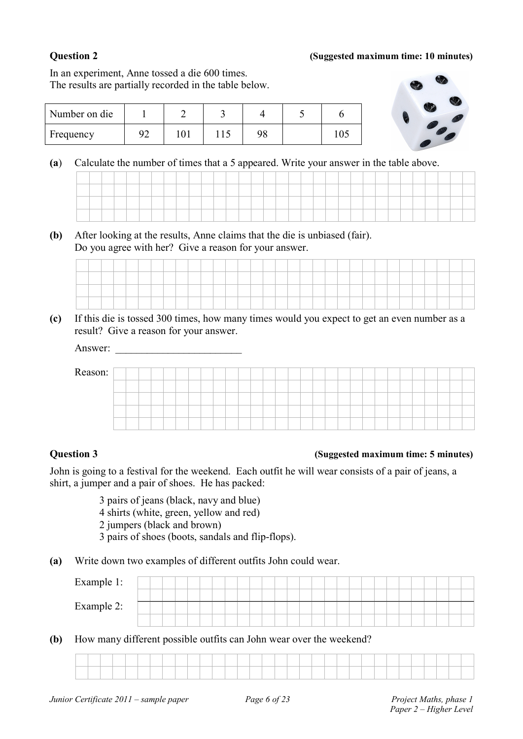**Question 2** **(Suggested maximum time: 10 minutes)**

In an experiment, Anne tossed a die 600 times.
The results are partially recorded in the table below.

| Number on die | 1 | 2 | 3 | 4 | 5 | 6 |
|---|---|---|---|---|---|---|
| Frequency | 92 | 101 | 115 | 98 | | 105 |

**(a)** Calculate the number of times that a 5 appeared. Write your answer in the table above.

**(b)** After looking at the results, Anne claims that the die is unbiased (fair).
Do you agree with her? Give a reason for your answer.

**(c)** If this die is tossed 300 times, how many times would you expect to get an even number as a result? Give a reason for your answer.

Answer: ________________________

Reason:

**Question 3** **(Suggested maximum time: 5 minutes)**

John is going to a festival for the weekend. Each outfit he will wear consists of a pair of jeans, a shirt, a jumper and a pair of shoes. He has packed:

3 pairs of jeans (black, navy and blue)
4 shirts (white, green, yellow and red)
2 jumpers (black and brown)
3 pairs of shoes (boots, sandals and flip-flops).

**(a)** Write down two examples of different outfits John could wear.

Example 1:

Example 2:

**(b)** How many different possible outfits can John wear over the weekend?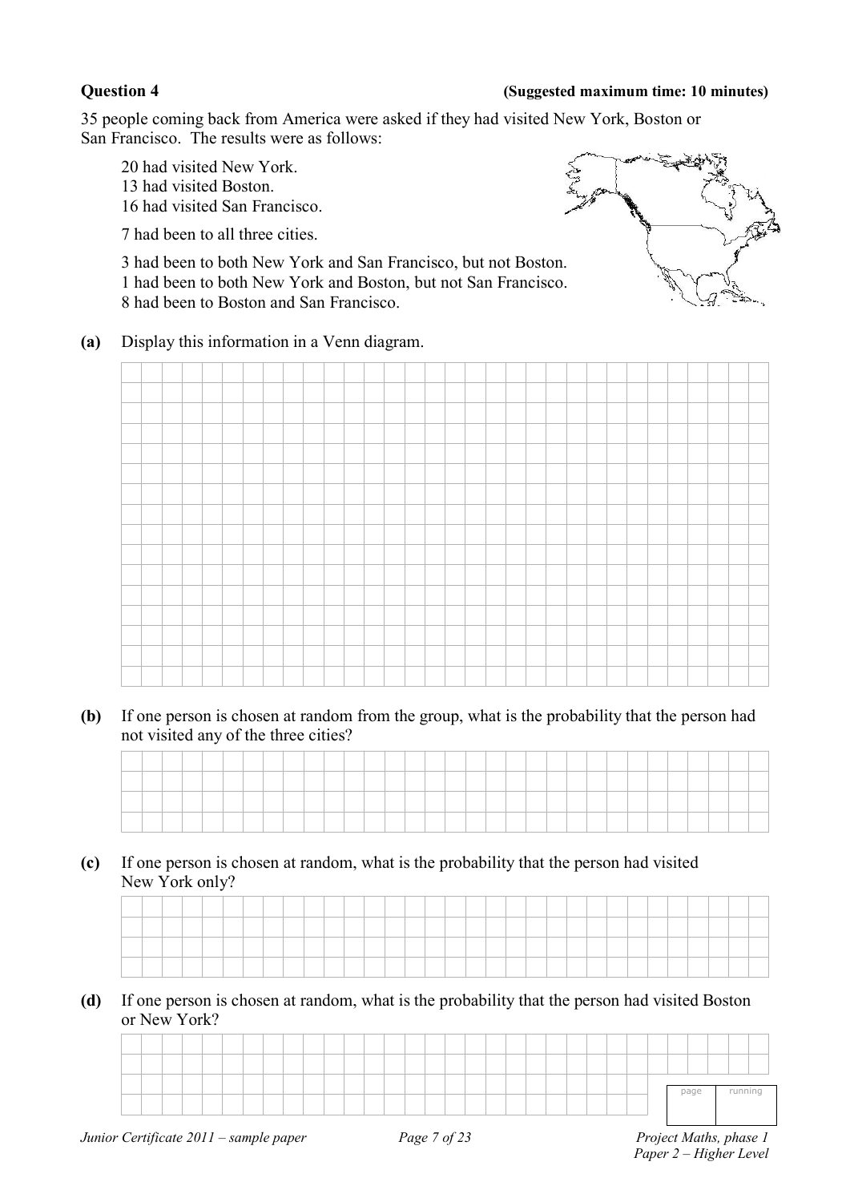**Question 4** **(Suggested maximum time: 10 minutes)**

35 people coming back from America were asked if they had visited New York, Boston or San Francisco. The results were as follows:

20 had visited New York.
13 had visited Boston.
16 had visited San Francisco.

7 had been to all three cities.

3 had been to both New York and San Francisco, but not Boston.
1 had been to both New York and Boston, but not San Francisco.
8 had been to Boston and San Francisco.

**(a)** Display this information in a Venn diagram.

**(b)** If one person is chosen at random from the group, what is the probability that the person had not visited any of the three cities?

**(c)** If one person is chosen at random, what is the probability that the person had visited New York only?

**(d)** If one person is chosen at random, what is the probability that the person had visited Boston or New York?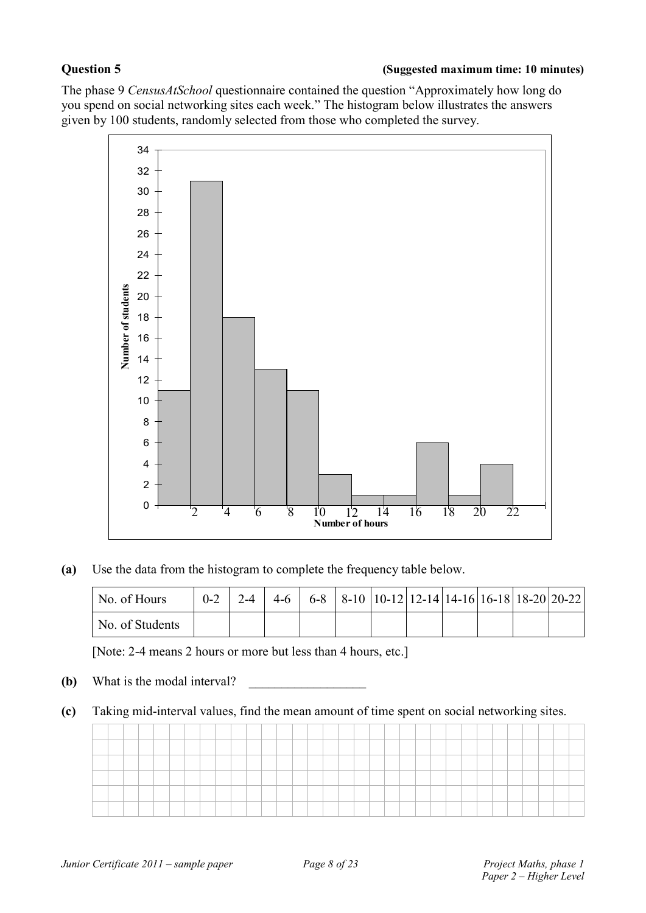**Question 5** **(Suggested maximum time: 10 minutes)**

The phase 9 *CensusAtSchool* questionnaire contained the question "Approximately how long do you spend on social networking sites each week." The histogram below illustrates the answers given by 100 students, randomly selected from those who completed the survey.

**(a)** Use the data from the histogram to complete the frequency table below.

| No. of Hours | 0-2 | 2-4 | 4-6 | 6-8 | 8-10 | 10-12 | 12-14 | 14-16 | 16-18 | 18-20 | 20-22 |
|---|---|---|---|---|---|---|---|---|---|---|---|
| No. of Students | | | | | | | | | | | |

[Note: 2-4 means 2 hours or more but less than 4 hours, etc.]

**(b)** What is the modal interval? __________________

**(c)** Taking mid-interval values, find the mean amount of time spent on social networking sites.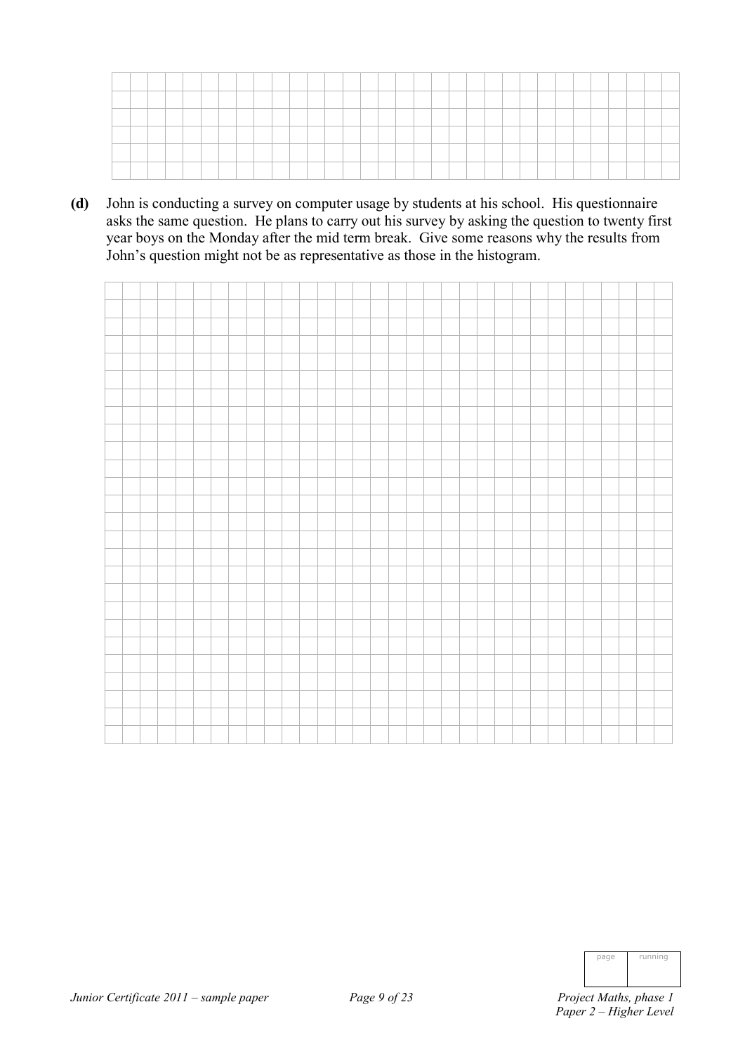**(d)** John is conducting a survey on computer usage by students at his school. His questionnaire asks the same question. He plans to carry out his survey by asking the question to twenty first year boys on the Monday after the mid term break. Give some reasons why the results from John's question might not be as representative as those in the histogram.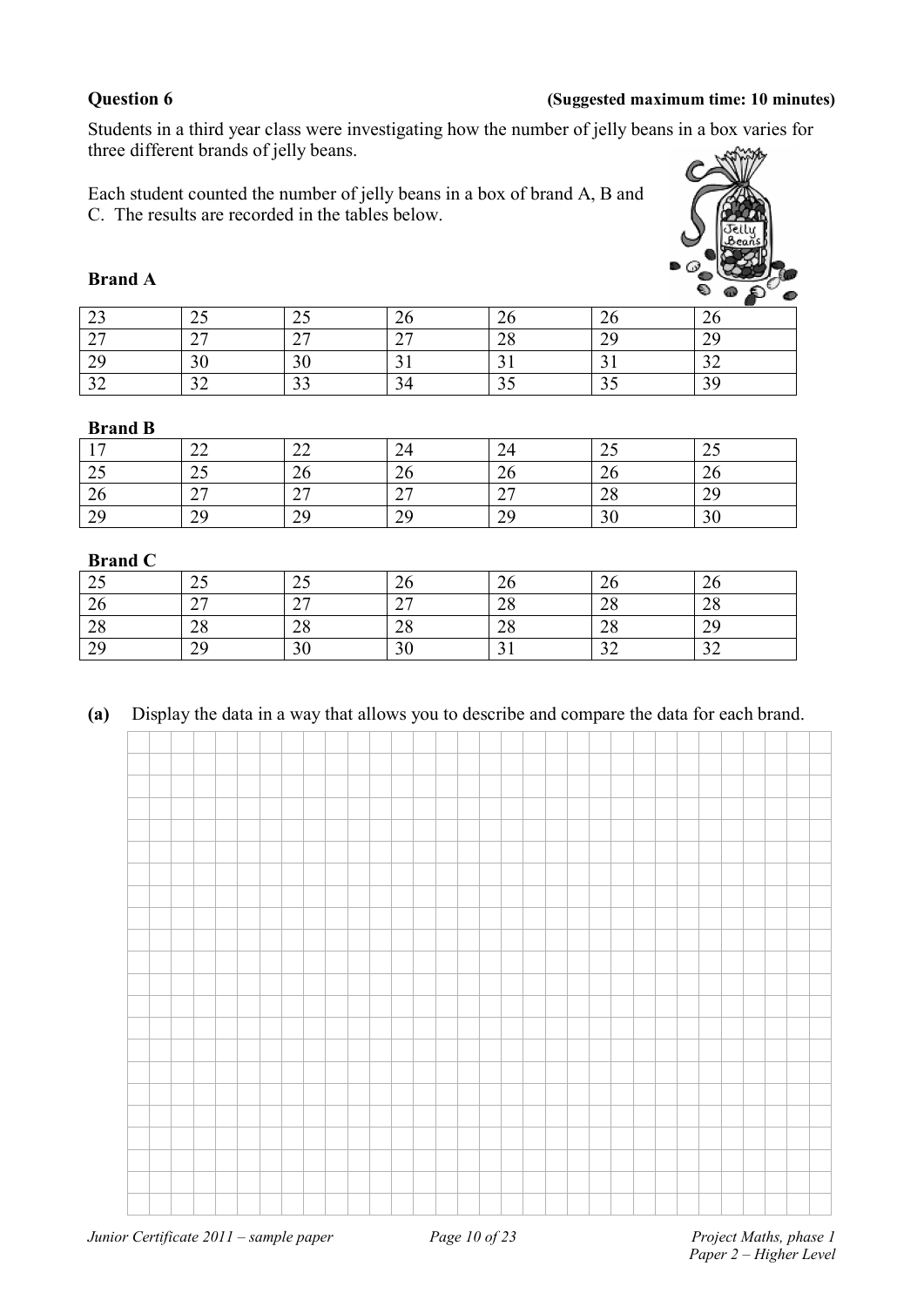**Question 6** **(Suggested maximum time: 10 minutes)**

Students in a third year class were investigating how the number of jelly beans in a box varies for three different brands of jelly beans.

Each student counted the number of jelly beans in a box of brand A, B and C. The results are recorded in the tables below.

**Brand A**

| | | | | | | |
|---|---|---|---|---|---|---|
| 23 | 25 | 25 | 26 | 26 | 26 | 26 |
| 27 | 27 | 27 | 27 | 28 | 29 | 29 |
| 29 | 30 | 30 | 31 | 31 | 31 | 32 |
| 32 | 32 | 33 | 34 | 35 | 35 | 39 |

**Brand B**

| | | | | | | |
|---|---|---|---|---|---|---|
| 17 | 22 | 22 | 24 | 24 | 25 | 25 |
| 25 | 25 | 26 | 26 | 26 | 26 | 26 |
| 26 | 27 | 27 | 27 | 27 | 28 | 29 |
| 29 | 29 | 29 | 29 | 29 | 30 | 30 |

**Brand C**

| | | | | | | |
|---|---|---|---|---|---|---|
| 25 | 25 | 25 | 26 | 26 | 26 | 26 |
| 26 | 27 | 27 | 27 | 28 | 28 | 28 |
| 28 | 28 | 28 | 28 | 28 | 28 | 29 |
| 29 | 29 | 30 | 30 | 31 | 32 | 32 |

**(a)** Display the data in a way that allows you to describe and compare the data for each brand.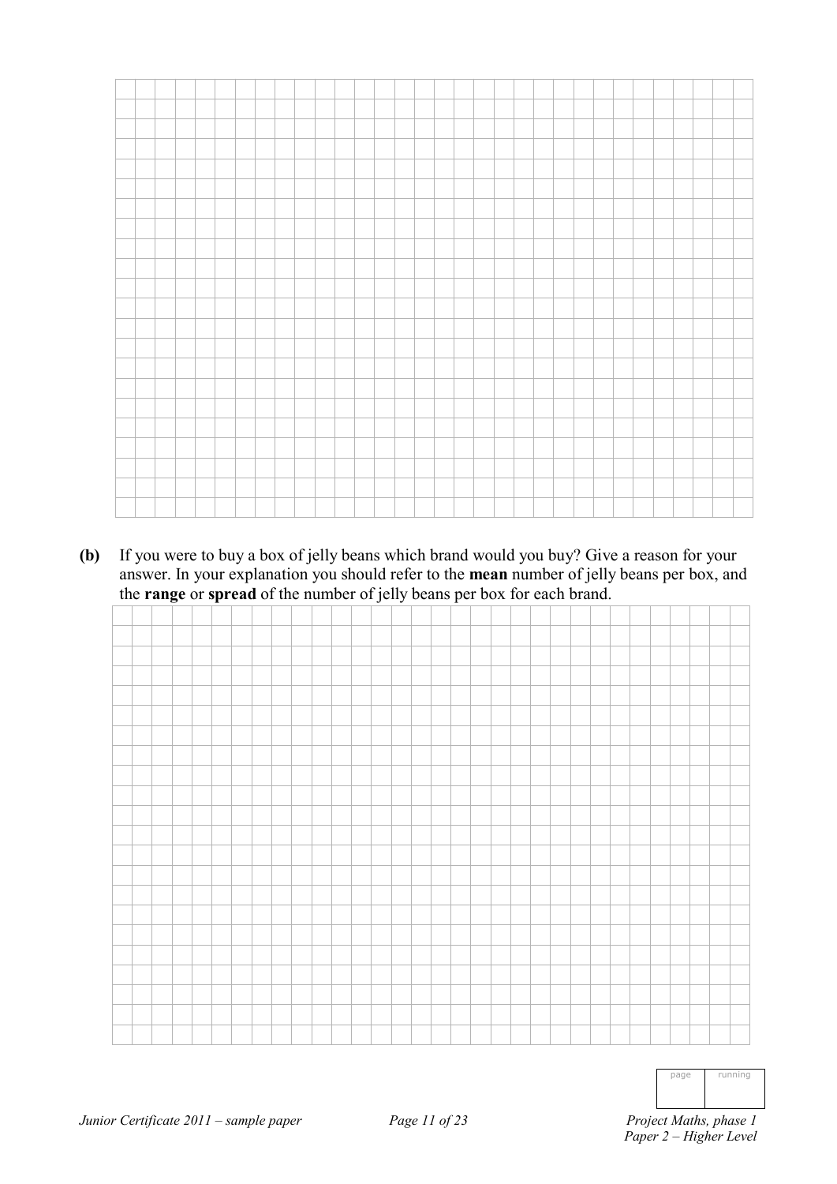**(b)** If you were to buy a box of jelly beans which brand would you buy? Give a reason for your answer. In your explanation you should refer to the **mean** number of jelly beans per box, and the **range** or **spread** of the number of jelly beans per box for each brand.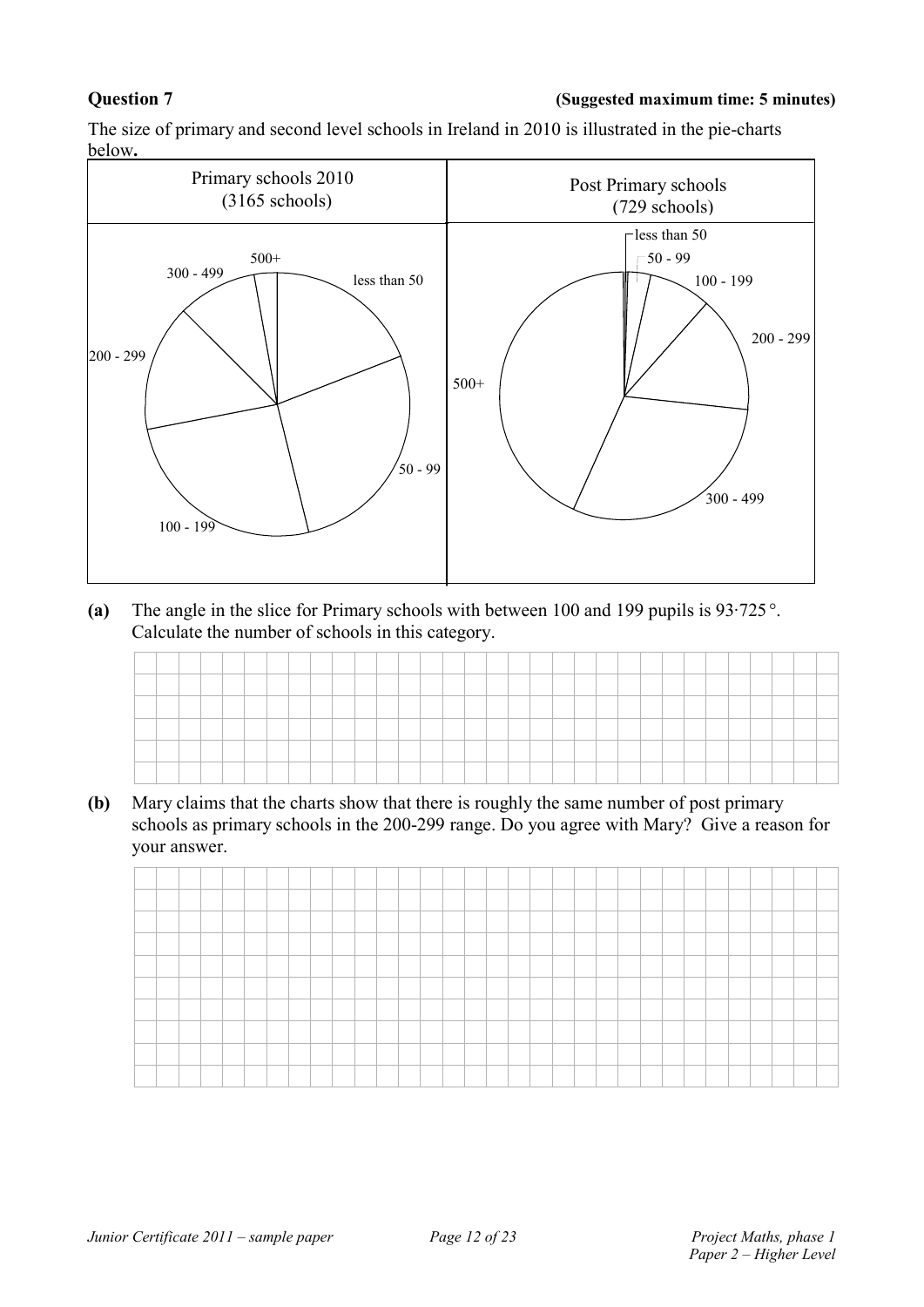**Question 7** **(Suggested maximum time: 5 minutes)**

The size of primary and second level schools in Ireland in 2010 is illustrated in the pie-charts below**.**

| Primary schools 2010 (3165 schools) | Post Primary schools (729 schools) |
| --- | --- |
| 500+, 300 - 499, less than 50, 200 - 299, 50 - 99, 100 - 199 | less than 50, 50 - 99, 100 - 199, 200 - 299, 500+, 300 - 499 |

**(a)** The angle in the slice for Primary schools with between 100 and 199 pupils is $93 \cdot 725°$. Calculate the number of schools in this category.

**(b)** Mary claims that the charts show that there is roughly the same number of post primary schools as primary schools in the 200-299 range. Do you agree with Mary? Give a reason for your answer.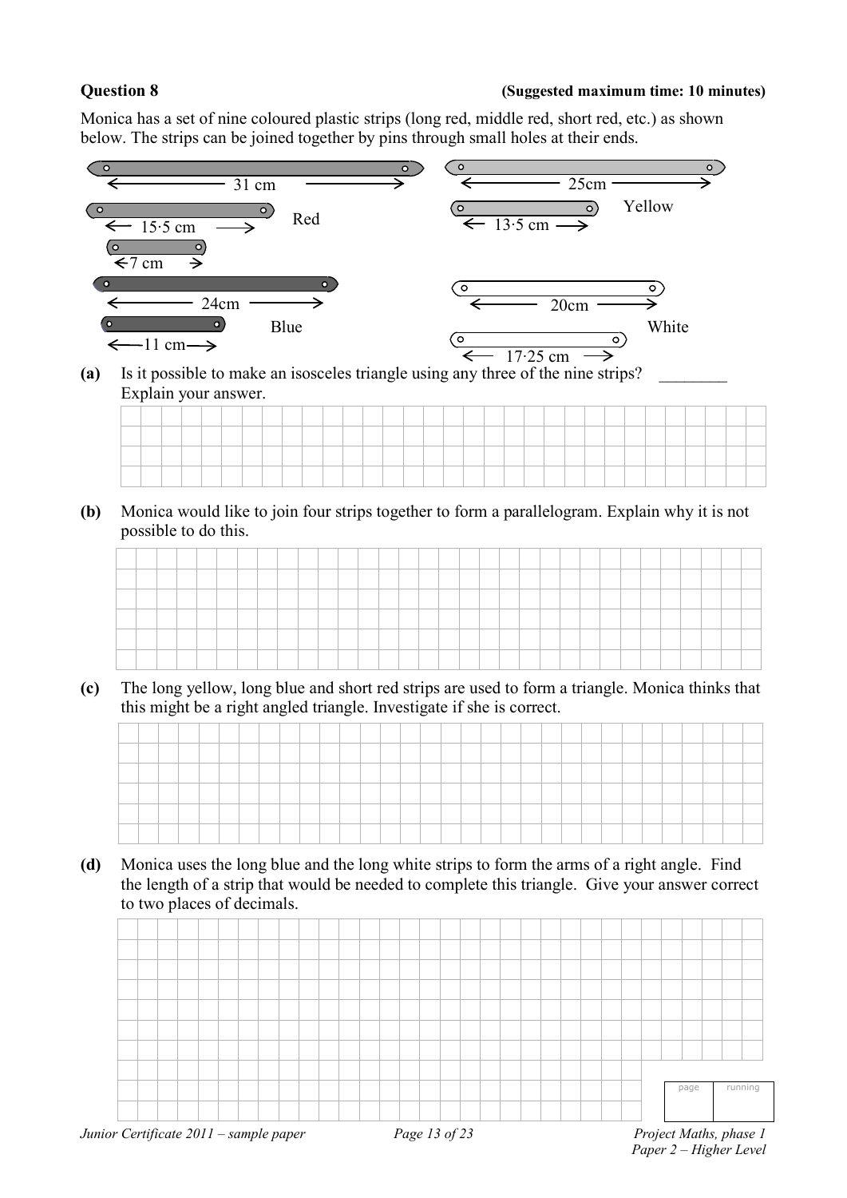**Question 8** **(Suggested maximum time: 10 minutes)**

Monica has a set of nine coloured plastic strips (long red, middle red, short red, etc.) as shown below. The strips can be joined together by pins through small holes at their ends.

Red: 31 cm, 15·5 cm, 7 cm

Yellow: 25cm, 13·5 cm

Blue: 24cm, 11 cm

White: 20cm, 17·25 cm

**(a)** Is it possible to make an isosceles triangle using any three of the nine strips? ________
Explain your answer.

**(b)** Monica would like to join four strips together to form a parallelogram. Explain why it is not possible to do this.

**(c)** The long yellow, long blue and short red strips are used to form a triangle. Monica thinks that this might be a right angled triangle. Investigate if she is correct.

**(d)** Monica uses the long blue and the long white strips to form the arms of a right angle. Find the length of a strip that would be needed to complete this triangle. Give your answer correct to two places of decimals.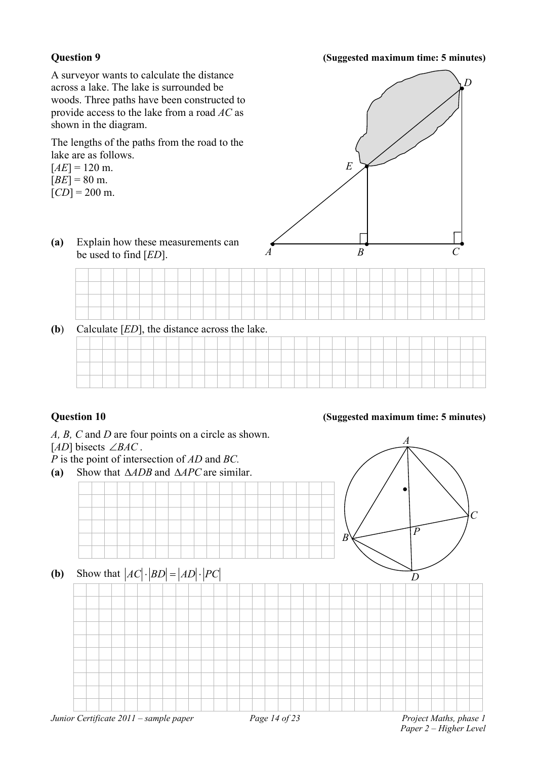**Question 9** **(Suggested maximum time: 5 minutes)**

A surveyor wants to calculate the distance across a lake. The lake is surrounded be woods. Three paths have been constructed to provide access to the lake from a road *AC* as shown in the diagram.

The lengths of the paths from the road to the lake are as follows.
[*AE*] = 120 m.
[*BE*] = 80 m.
[*CD*] = 200 m.

**(a)** Explain how these measurements can be used to find [*ED*].

**(b)** Calculate [*ED*], the distance across the lake.

**Question 10** **(Suggested maximum time: 5 minutes)**

*A, B, C* and *D* are four points on a circle as shown.
[*AD*] bisects $\angle BAC$.
*P* is the point of intersection of *AD* and *BC*.

**(a)** Show that $\Delta ADB$ and $\Delta APC$ are similar.

**(b)** Show that $|AC| \cdot |BD| = |AD| \cdot |PC|$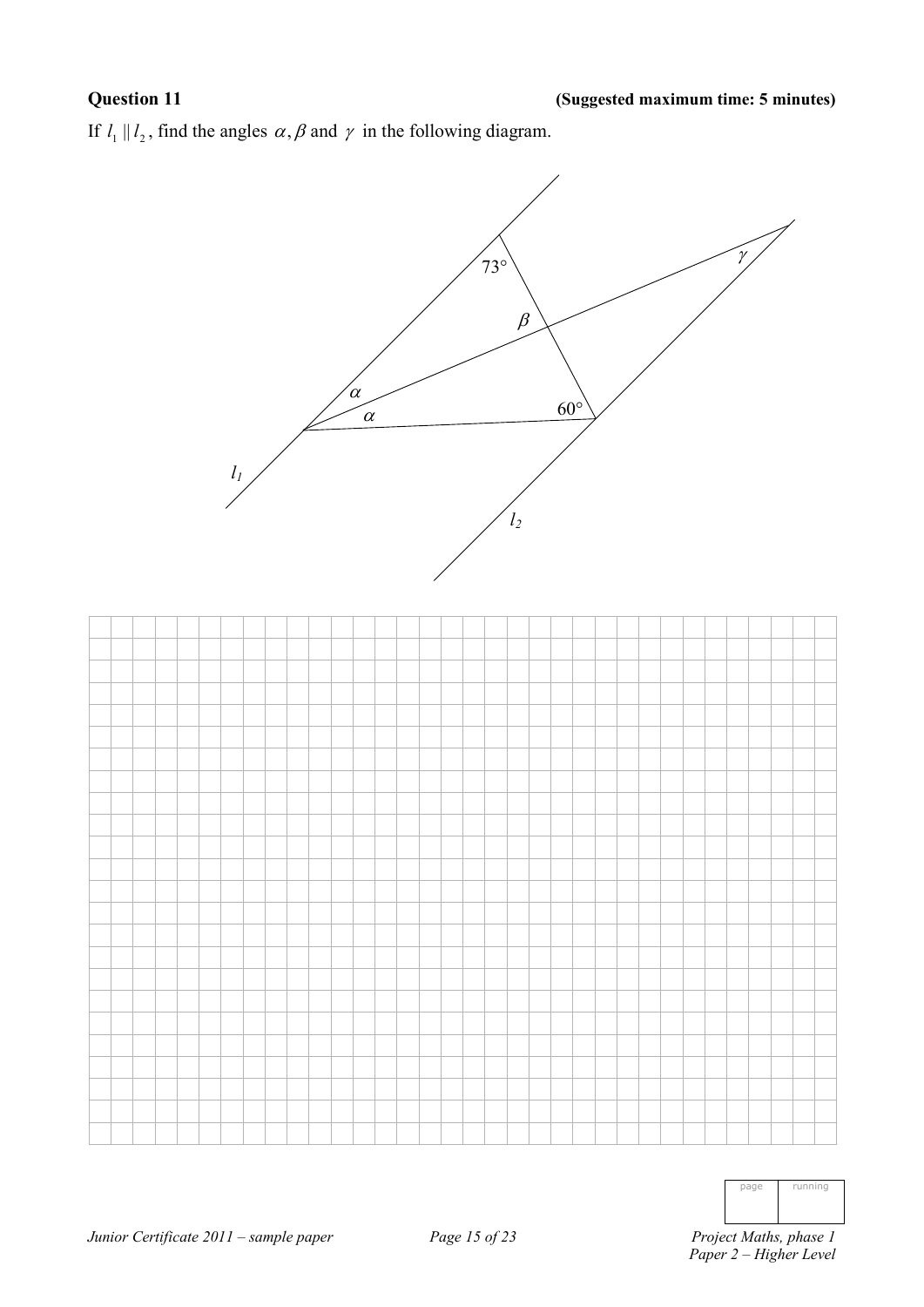**Question 11** **(Suggested maximum time: 5 minutes)**

If $l_1 \parallel l_2$, find the angles $\alpha, \beta$ and $\gamma$ in the following diagram.

73°

$\gamma$

$\beta$

$\alpha$

$\alpha$

60°

$l_1$

$l_2$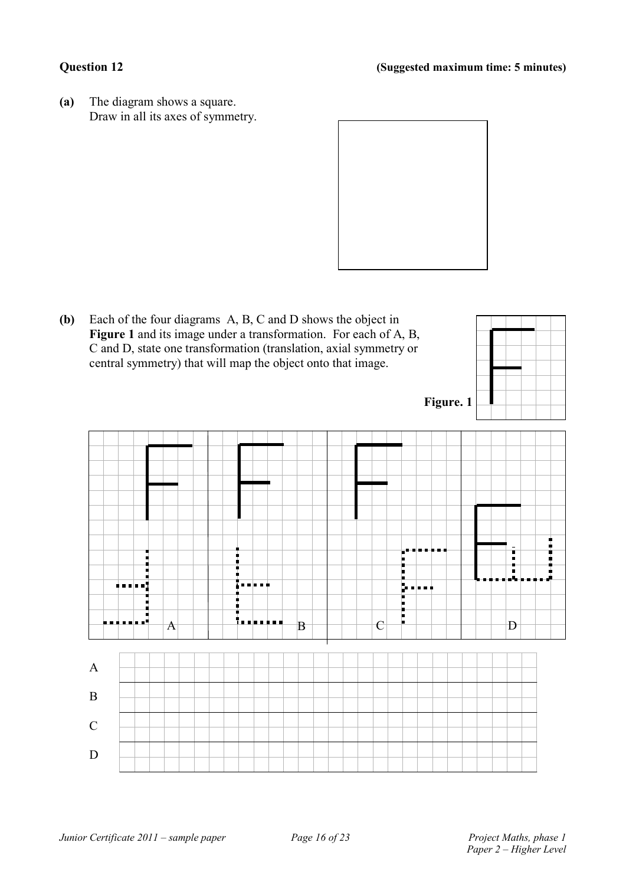## Question 12

**(Suggested maximum time: 5 minutes)**

**(a)** The diagram shows a square.
Draw in all its axes of symmetry.

**(b)** Each of the four diagrams A, B, C and D shows the object in **Figure 1** and its image under a transformation. For each of A, B, C and D, state one transformation (translation, axial symmetry or central symmetry) that will map the object onto that image.

**Figure. 1**

A

B

C

D

| | |
|---|---|
| A | |
| B | |
| C | |
| D | |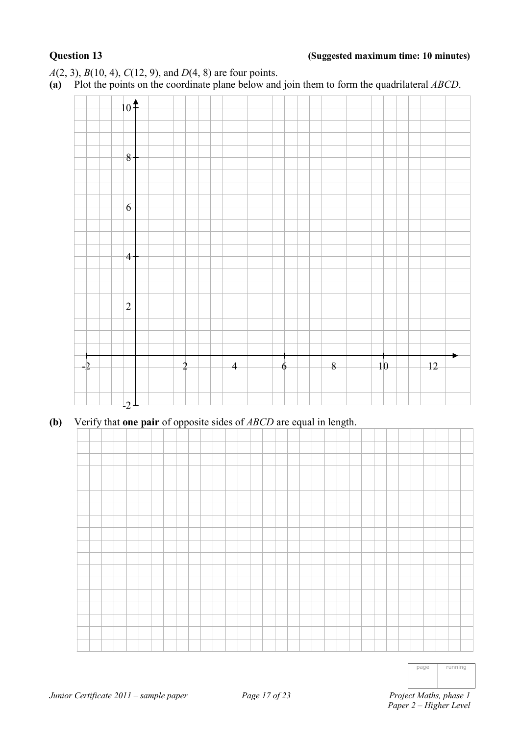**Question 13** **(Suggested maximum time: 10 minutes)**

$A(2, 3)$, $B(10, 4)$, $C(12, 9)$, and $D(4, 8)$ are four points.

**(a)** Plot the points on the coordinate plane below and join them to form the quadrilateral $ABCD$.

**(b)** Verify that **one pair** of opposite sides of $ABCD$ are equal in length.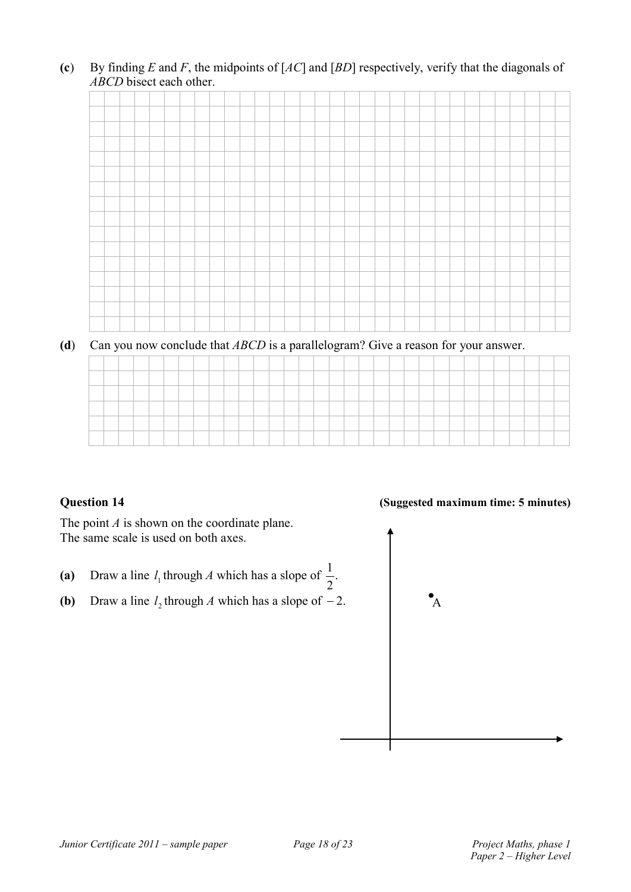**(c)** By finding *E* and *F*, the midpoints of [*AC*] and [*BD*] respectively, verify that the diagonals of *ABCD* bisect each other.

**(d)** Can you now conclude that *ABCD* is a parallelogram? Give a reason for your answer.

### Question 14

**(Suggested maximum time: 5 minutes)**

The point *A* is shown on the coordinate plane.
The same scale is used on both axes.

**(a)** Draw a line $l_1$ through *A* which has a slope of $\frac{1}{2}$.

**(b)** Draw a line $l_2$ through *A* which has a slope of $-2$.

A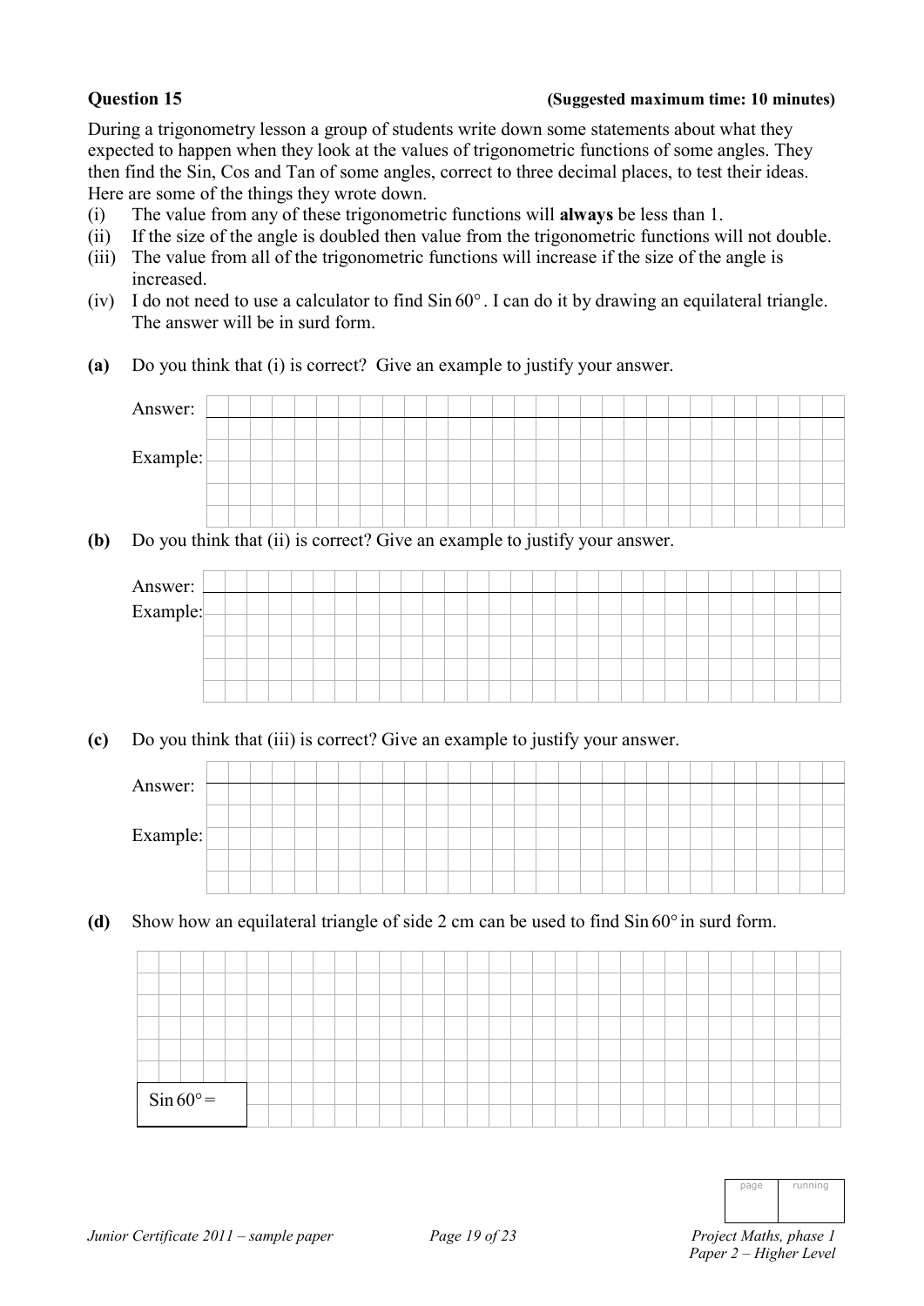**Question 15** **(Suggested maximum time: 10 minutes)**

During a trigonometry lesson a group of students write down some statements about what they expected to happen when they look at the values of trigonometric functions of some angles. They then find the Sin, Cos and Tan of some angles, correct to three decimal places, to test their ideas. Here are some of the things they wrote down.

(i) The value from any of these trigonometric functions will **always** be less than 1.

(ii) If the size of the angle is doubled then value from the trigonometric functions will not double.

(iii) The value from all of the trigonometric functions will increase if the size of the angle is increased.

(iv) I do not need to use a calculator to find $\text{Sin}\,60°$. I can do it by drawing an equilateral triangle. The answer will be in surd form.

**(a)** Do you think that (i) is correct? Give an example to justify your answer.

Answer:

Example:

**(b)** Do you think that (ii) is correct? Give an example to justify your answer.

Answer:

Example:

**(c)** Do you think that (iii) is correct? Give an example to justify your answer.

Answer:

Example:

**(d)** Show how an equilateral triangle of side 2 cm can be used to find $\text{Sin}\,60°$ in surd form.

$\text{Sin}\,60° =$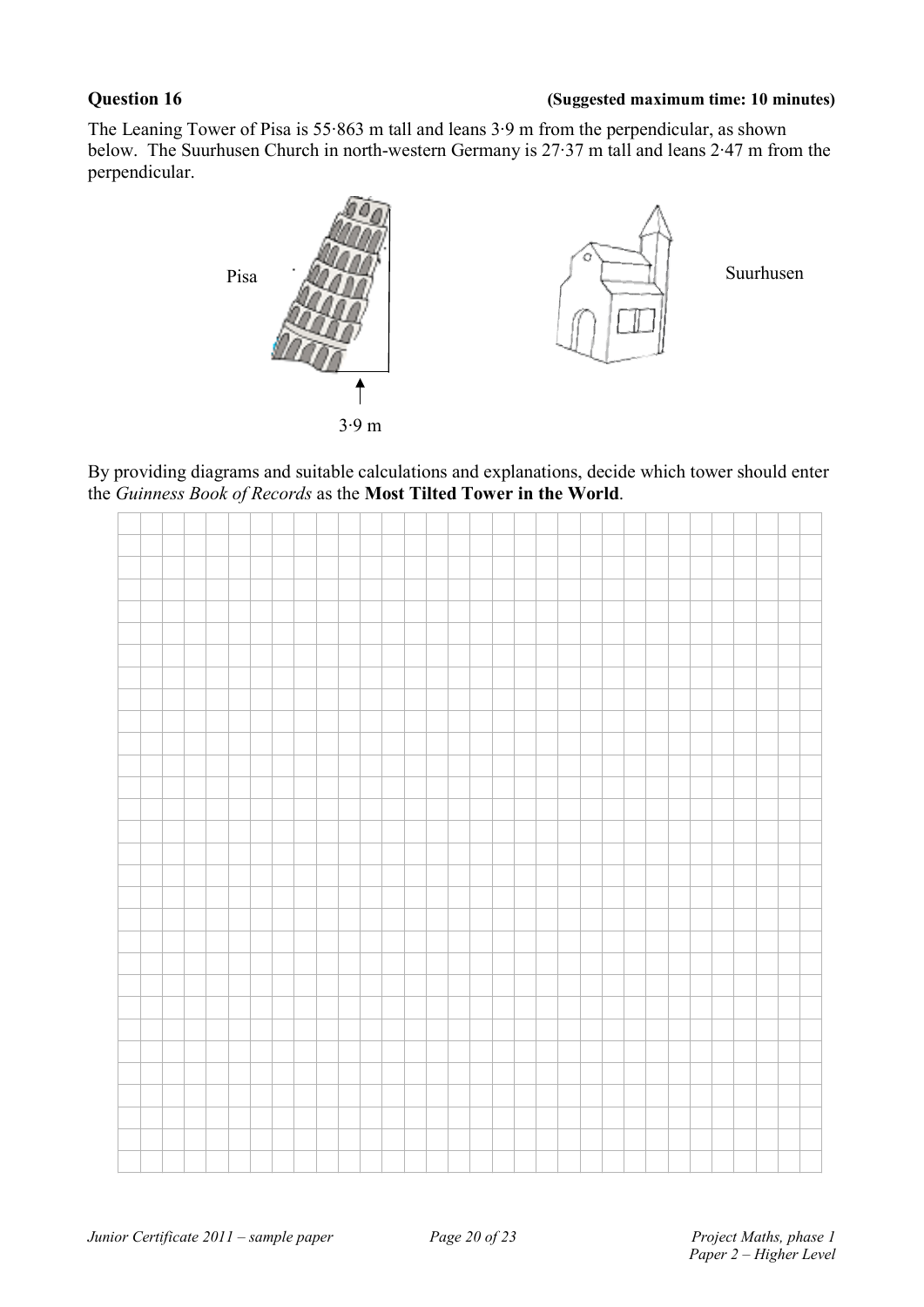**Question 16** **(Suggested maximum time: 10 minutes)**

The Leaning Tower of Pisa is 55·863 m tall and leans 3·9 m from the perpendicular, as shown below. The Suurhusen Church in north-western Germany is 27·37 m tall and leans 2·47 m from the perpendicular.

Pisa

3·9 m

Suurhusen

By providing diagrams and suitable calculations and explanations, decide which tower should enter the *Guinness Book of Records* as the **Most Tilted Tower in the World**.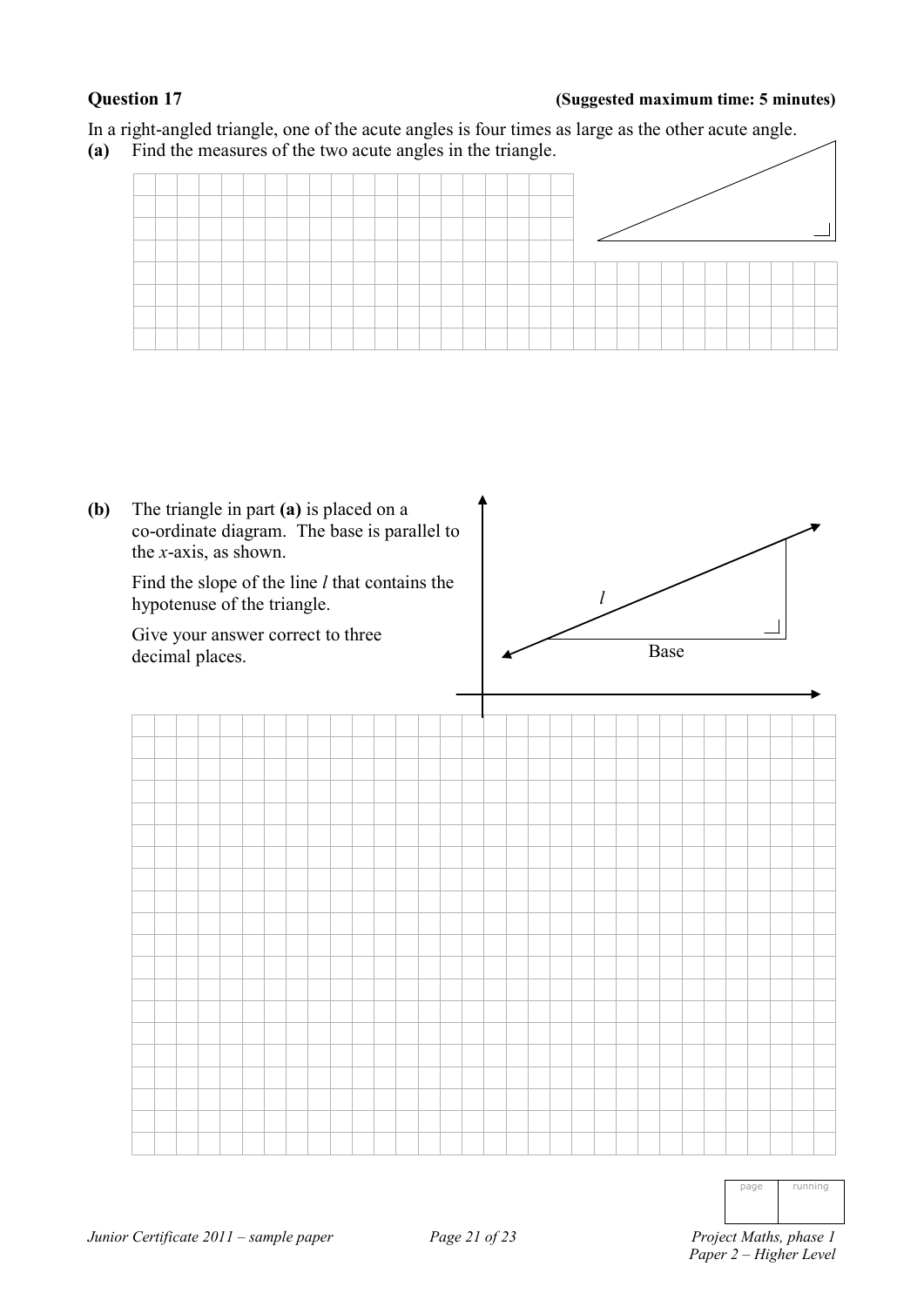### Question 17

**(Suggested maximum time: 5 minutes)**

In a right-angled triangle, one of the acute angles is four times as large as the other acute angle.

**(a)** Find the measures of the two acute angles in the triangle.

**(b)** The triangle in part **(a)** is placed on a co-ordinate diagram. The base is parallel to the $x$-axis, as shown.

Find the slope of the line $l$ that contains the hypotenuse of the triangle.

Give your answer correct to three decimal places.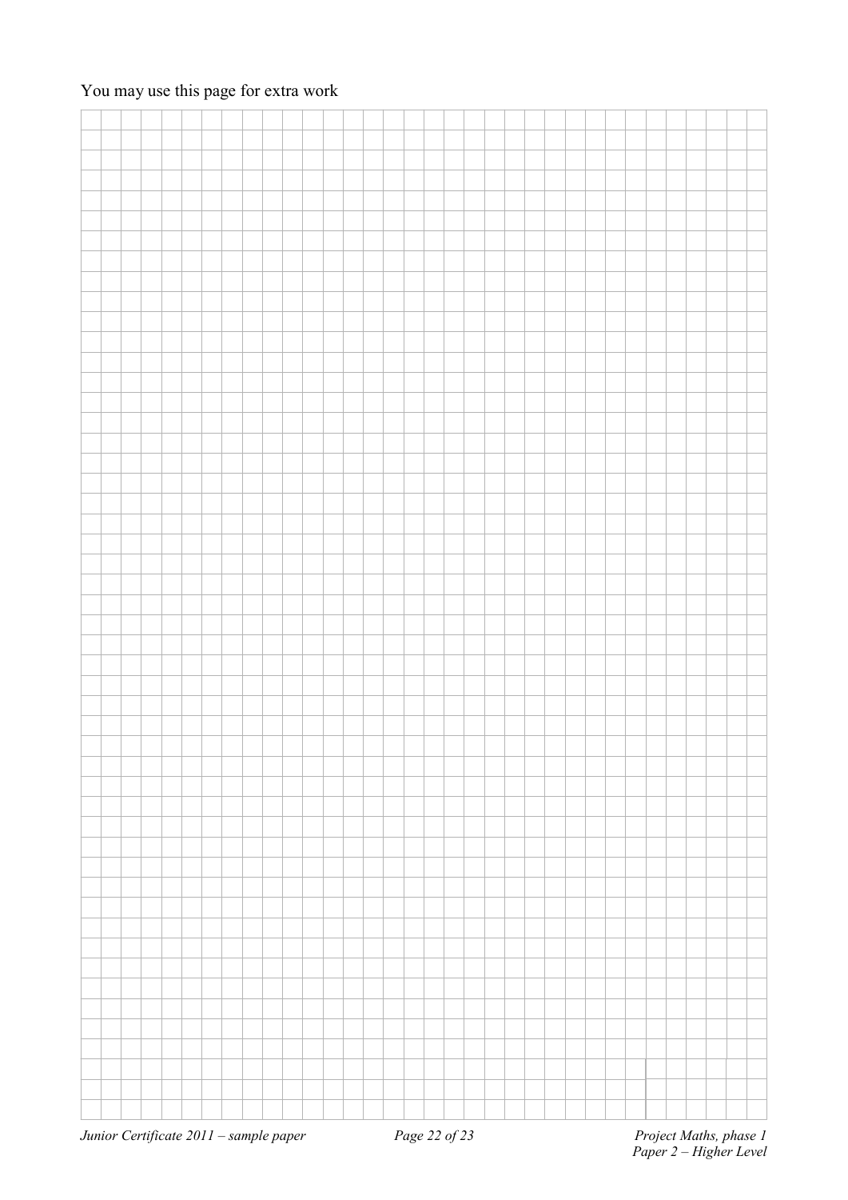You may use this page for extra work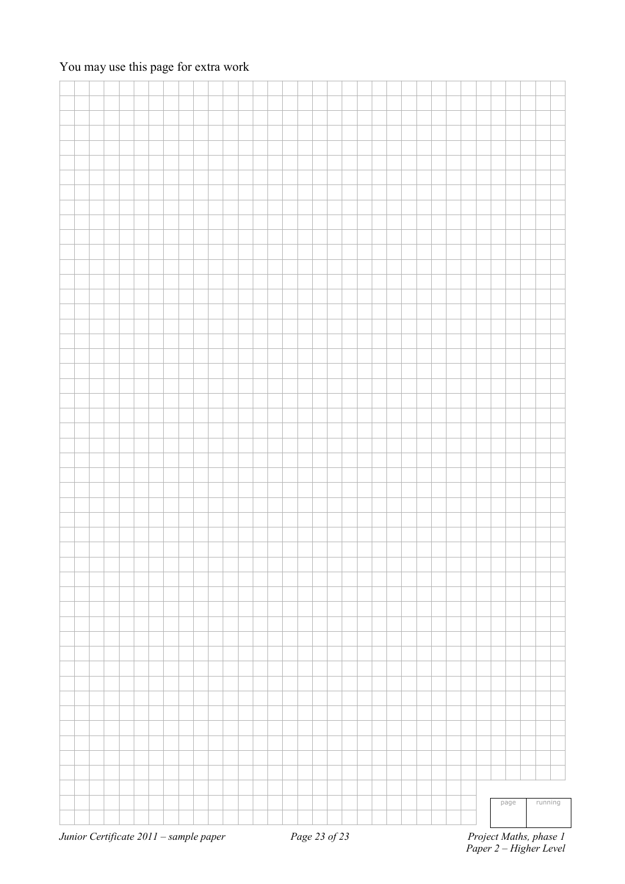You may use this page for extra work

| page | running |
| --- | --- |
| | |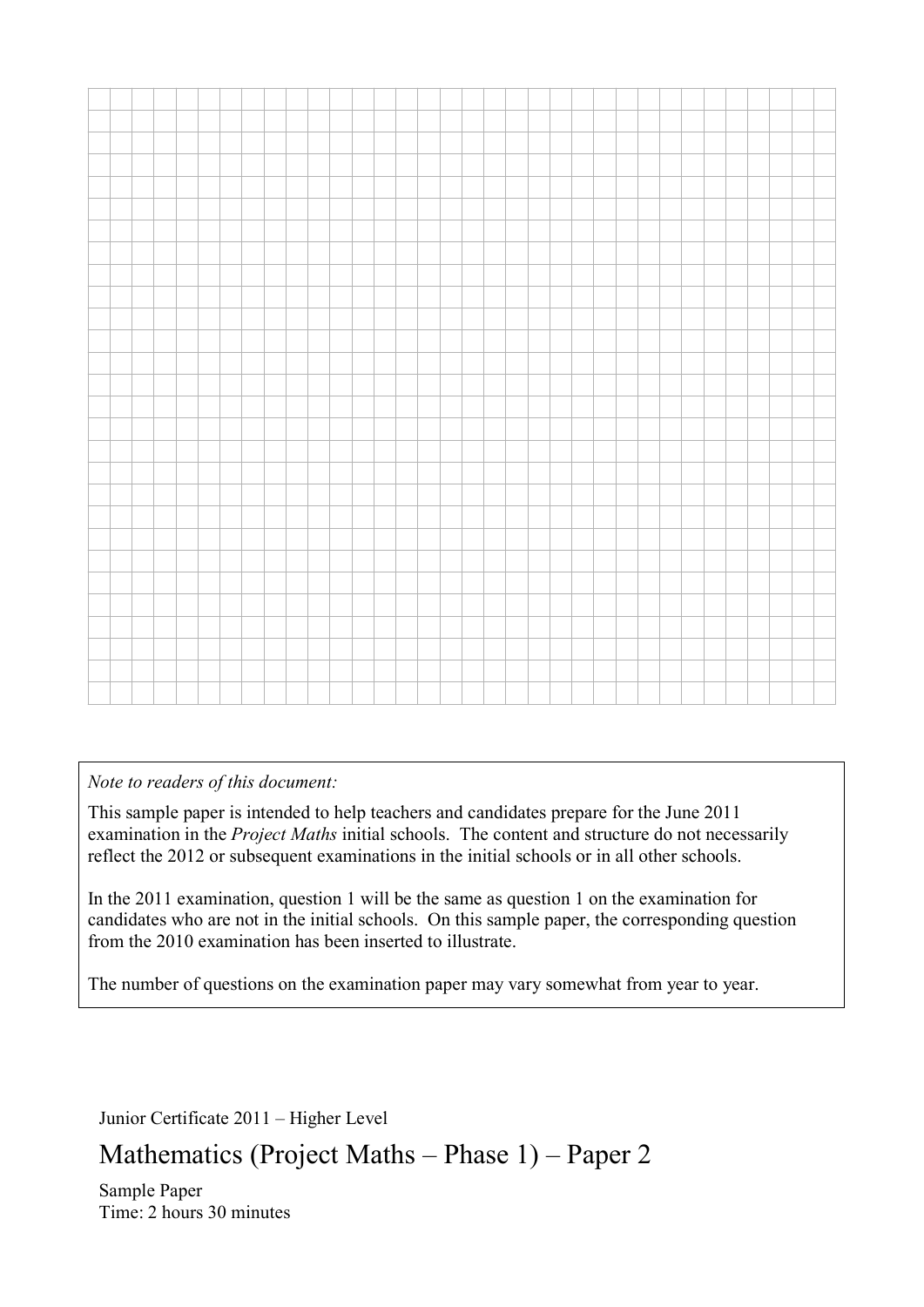*Note to readers of this document:*

This sample paper is intended to help teachers and candidates prepare for the June 2011 examination in the *Project Maths* initial schools. The content and structure do not necessarily reflect the 2012 or subsequent examinations in the initial schools or in all other schools.

In the 2011 examination, question 1 will be the same as question 1 on the examination for candidates who are not in the initial schools. On this sample paper, the corresponding question from the 2010 examination has been inserted to illustrate.

The number of questions on the examination paper may vary somewhat from year to year.

Junior Certificate 2011 – Higher Level

# Mathematics (Project Maths – Phase 1) – Paper 2

Sample Paper
Time: 2 hours 30 minutes